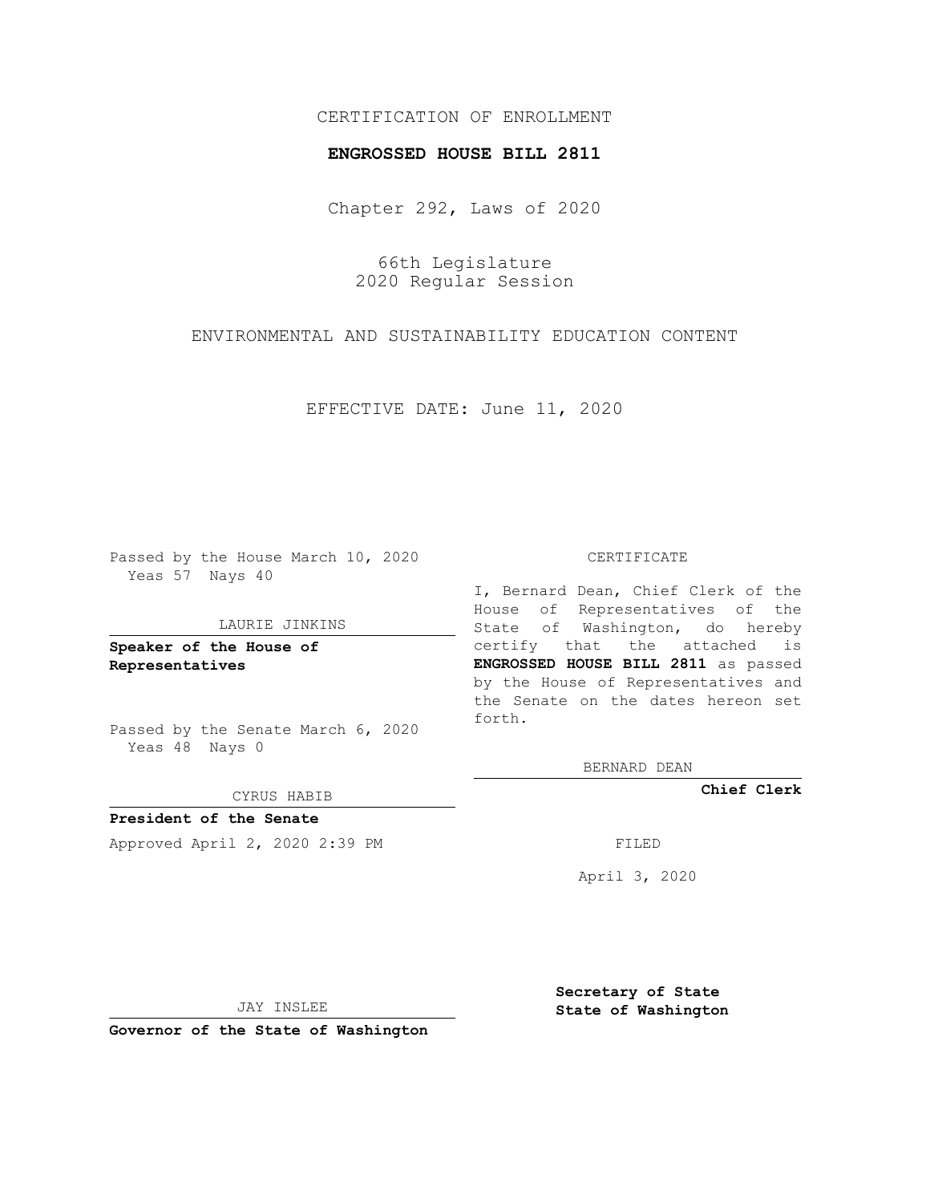CERTIFICATION OF ENROLLMENT

**ENGROSSED HOUSE BILL 2811**

Chapter 292, Laws of 2020

66th Legislature
2020 Regular Session

ENVIRONMENTAL AND SUSTAINABILITY EDUCATION CONTENT

EFFECTIVE DATE: June 11, 2020

Passed by the House March 10, 2020
Yeas 57 Nays 40

LAURIE JINKINS

**Speaker of the House of Representatives**

Passed by the Senate March 6, 2020
Yeas 48 Nays 0

CYRUS HABIB

**President of the Senate**

Approved April 2, 2020 2:39 PM

JAY INSLEE

**Governor of the State of Washington**

CERTIFICATE

I, Bernard Dean, Chief Clerk of the House of Representatives of the State of Washington, do hereby certify that the attached is **ENGROSSED HOUSE BILL 2811** as passed by the House of Representatives and the Senate on the dates hereon set forth.

BERNARD DEAN

**Chief Clerk**

FILED

April 3, 2020

**Secretary of State**
**State of Washington**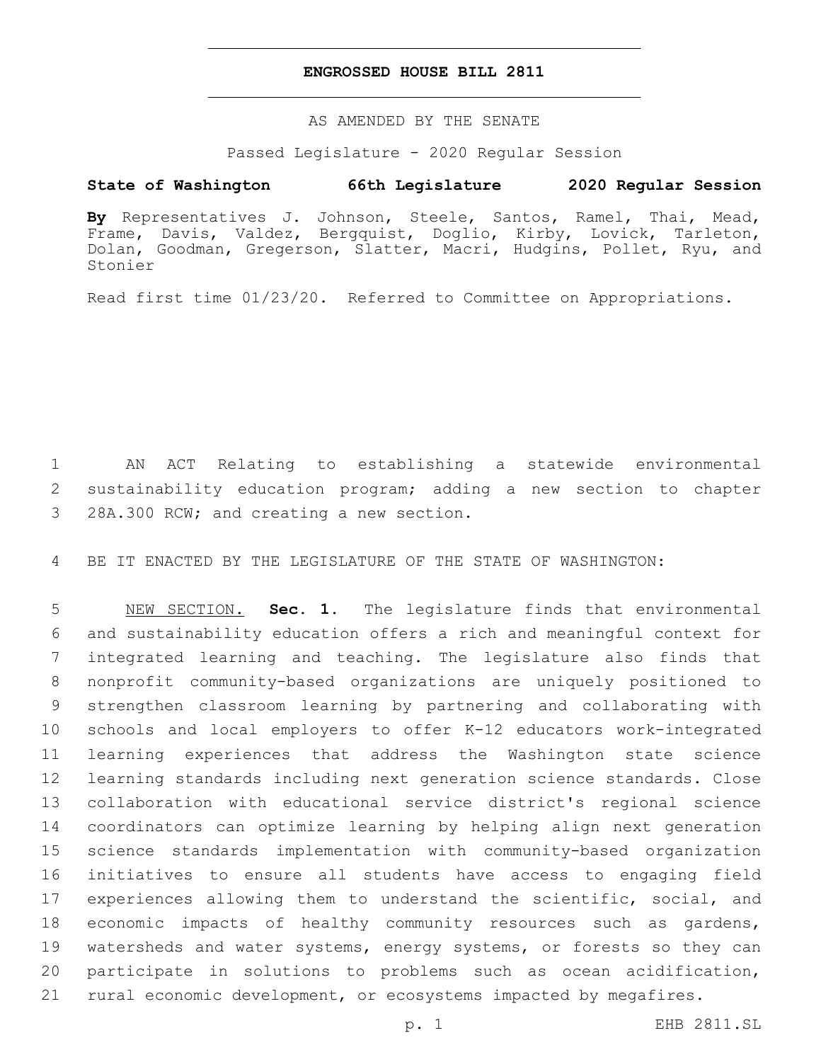# ENGROSSED HOUSE BILL 2811

AS AMENDED BY THE SENATE

Passed Legislature - 2020 Regular Session

**State of Washington 66th Legislature 2020 Regular Session**

**By** Representatives J. Johnson, Steele, Santos, Ramel, Thai, Mead, Frame, Davis, Valdez, Bergquist, Doglio, Kirby, Lovick, Tarleton, Dolan, Goodman, Gregerson, Slatter, Macri, Hudgins, Pollet, Ryu, and Stonier

Read first time 01/23/20. Referred to Committee on Appropriations.

1 AN ACT Relating to establishing a statewide environmental
2 sustainability education program; adding a new section to chapter
3 28A.300 RCW; and creating a new section.

4 BE IT ENACTED BY THE LEGISLATURE OF THE STATE OF WASHINGTON:

5 NEW SECTION. **Sec. 1.** The legislature finds that environmental
6 and sustainability education offers a rich and meaningful context for
7 integrated learning and teaching. The legislature also finds that
8 nonprofit community-based organizations are uniquely positioned to
9 strengthen classroom learning by partnering and collaborating with
10 schools and local employers to offer K-12 educators work-integrated
11 learning experiences that address the Washington state science
12 learning standards including next generation science standards. Close
13 collaboration with educational service district's regional science
14 coordinators can optimize learning by helping align next generation
15 science standards implementation with community-based organization
16 initiatives to ensure all students have access to engaging field
17 experiences allowing them to understand the scientific, social, and
18 economic impacts of healthy community resources such as gardens,
19 watersheds and water systems, energy systems, or forests so they can
20 participate in solutions to problems such as ocean acidification,
21 rural economic development, or ecosystems impacted by megafires.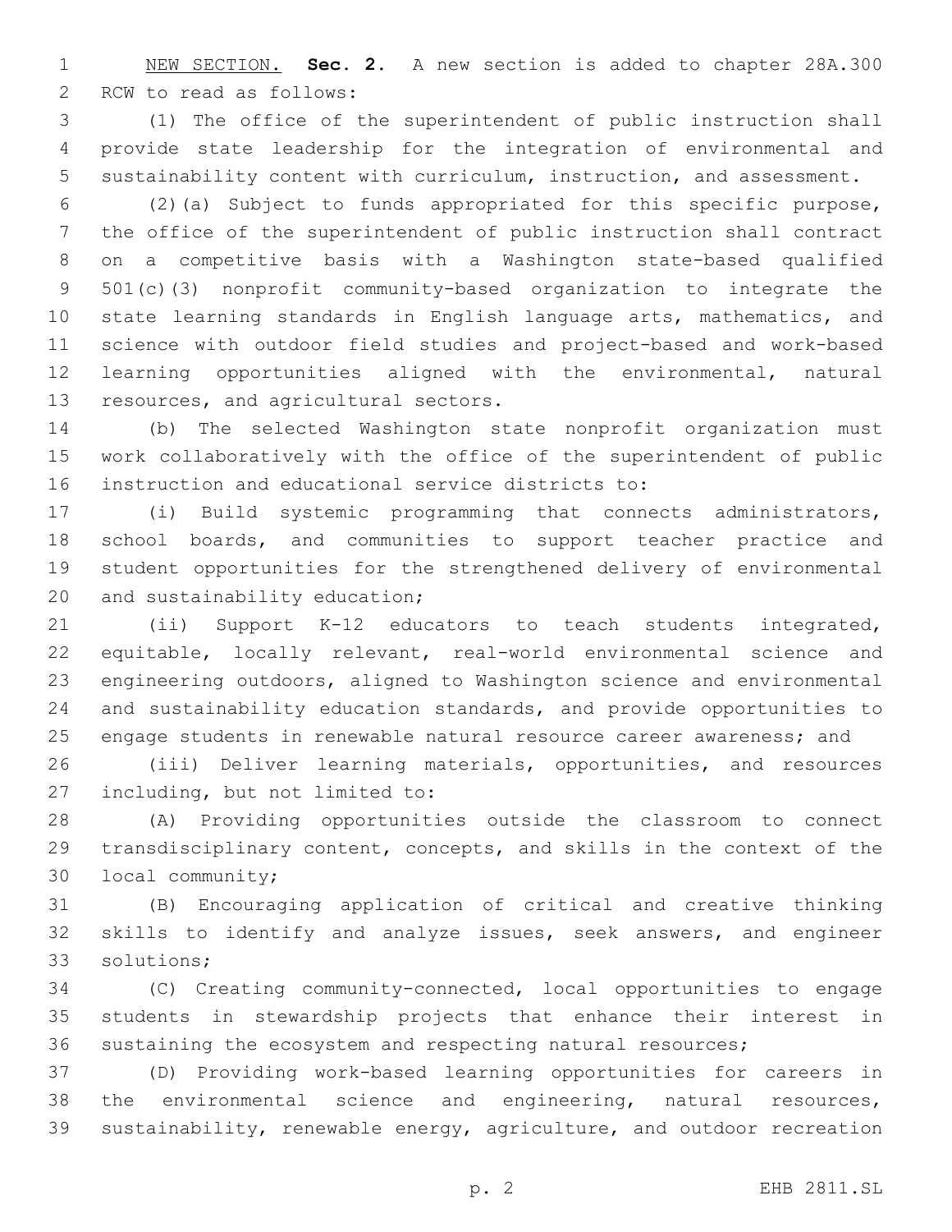NEW SECTION. **Sec. 2.** A new section is added to chapter 28A.300 RCW to read as follows:

(1) The office of the superintendent of public instruction shall provide state leadership for the integration of environmental and sustainability content with curriculum, instruction, and assessment.

(2)(a) Subject to funds appropriated for this specific purpose, the office of the superintendent of public instruction shall contract on a competitive basis with a Washington state-based qualified 501(c)(3) nonprofit community-based organization to integrate the state learning standards in English language arts, mathematics, and science with outdoor field studies and project-based and work-based learning opportunities aligned with the environmental, natural resources, and agricultural sectors.

(b) The selected Washington state nonprofit organization must work collaboratively with the office of the superintendent of public instruction and educational service districts to:

(i) Build systemic programming that connects administrators, school boards, and communities to support teacher practice and student opportunities for the strengthened delivery of environmental and sustainability education;

(ii) Support K-12 educators to teach students integrated, equitable, locally relevant, real-world environmental science and engineering outdoors, aligned to Washington science and environmental and sustainability education standards, and provide opportunities to engage students in renewable natural resource career awareness; and

(iii) Deliver learning materials, opportunities, and resources including, but not limited to:

(A) Providing opportunities outside the classroom to connect transdisciplinary content, concepts, and skills in the context of the local community;

(B) Encouraging application of critical and creative thinking skills to identify and analyze issues, seek answers, and engineer solutions;

(C) Creating community-connected, local opportunities to engage students in stewardship projects that enhance their interest in sustaining the ecosystem and respecting natural resources;

(D) Providing work-based learning opportunities for careers in the environmental science and engineering, natural resources, sustainability, renewable energy, agriculture, and outdoor recreation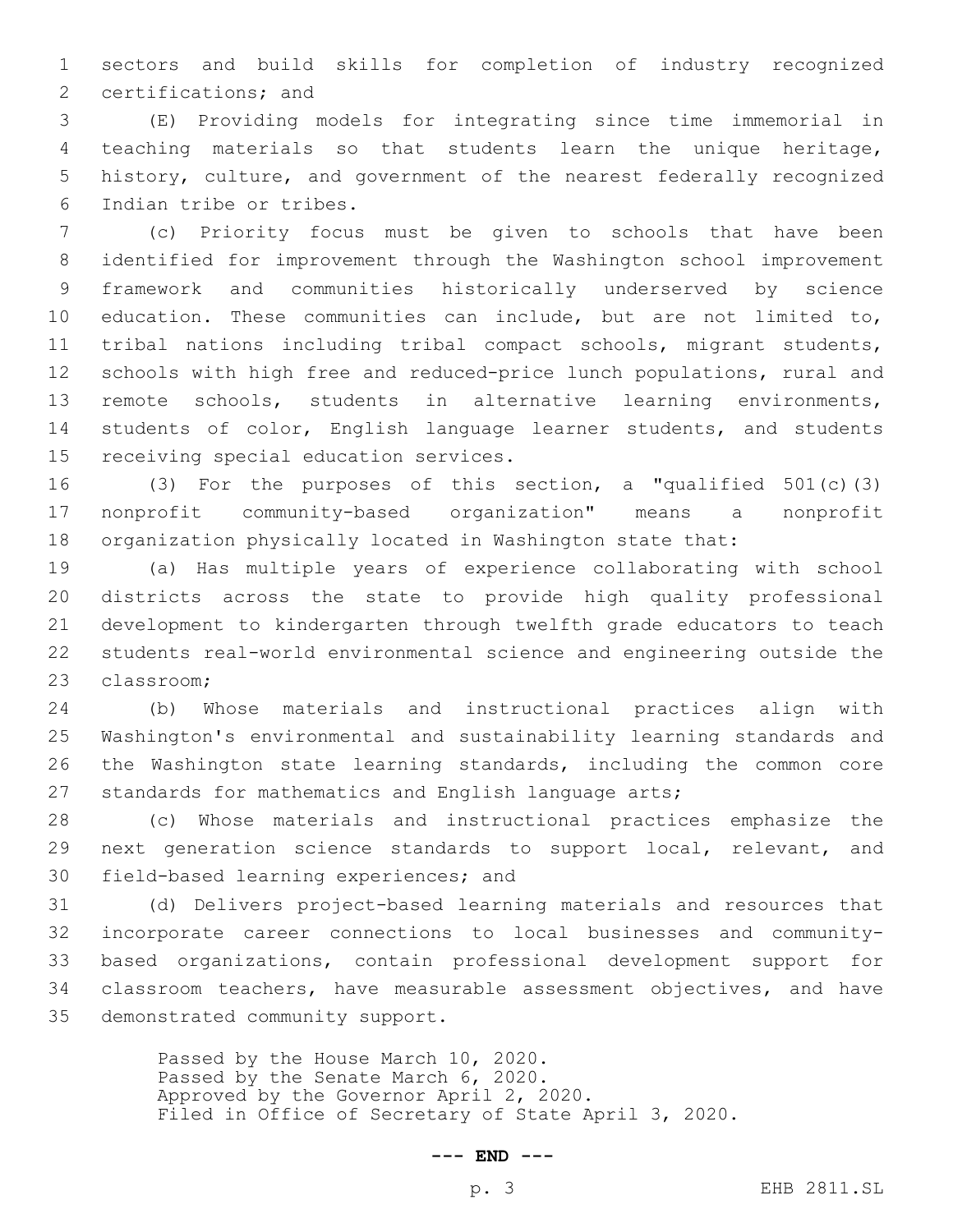sectors and build skills for completion of industry recognized certifications; and

(E) Providing models for integrating since time immemorial in teaching materials so that students learn the unique heritage, history, culture, and government of the nearest federally recognized Indian tribe or tribes.

(c) Priority focus must be given to schools that have been identified for improvement through the Washington school improvement framework and communities historically underserved by science education. These communities can include, but are not limited to, tribal nations including tribal compact schools, migrant students, schools with high free and reduced-price lunch populations, rural and remote schools, students in alternative learning environments, students of color, English language learner students, and students receiving special education services.

(3) For the purposes of this section, a "qualified 501(c)(3) nonprofit community-based organization" means a nonprofit organization physically located in Washington state that:

(a) Has multiple years of experience collaborating with school districts across the state to provide high quality professional development to kindergarten through twelfth grade educators to teach students real-world environmental science and engineering outside the classroom;

(b) Whose materials and instructional practices align with Washington's environmental and sustainability learning standards and the Washington state learning standards, including the common core standards for mathematics and English language arts;

(c) Whose materials and instructional practices emphasize the next generation science standards to support local, relevant, and field-based learning experiences; and

(d) Delivers project-based learning materials and resources that incorporate career connections to local businesses and community-based organizations, contain professional development support for classroom teachers, have measurable assessment objectives, and have demonstrated community support.

Passed by the House March 10, 2020.
Passed by the Senate March 6, 2020.
Approved by the Governor April 2, 2020.
Filed in Office of Secretary of State April 3, 2020.

**--- END ---**